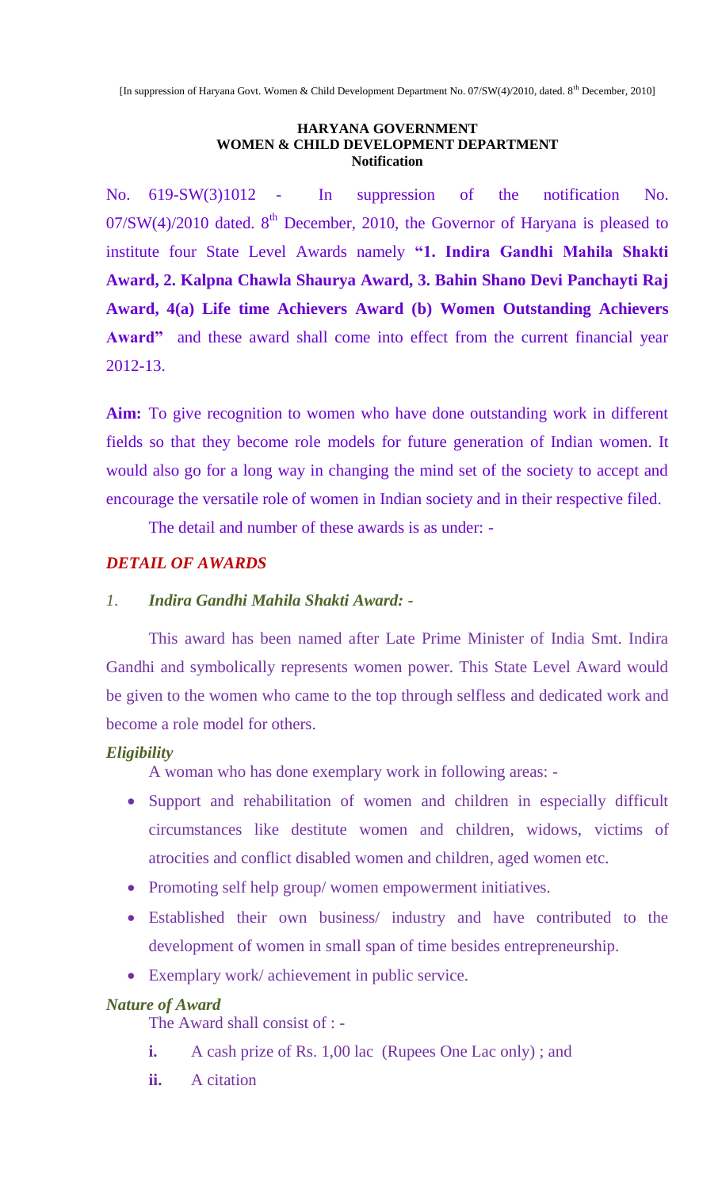[In suppression of Haryana Govt. Women & Child Development Department No. 07/SW(4)/2010, dated. 8th December, 2010]

**HARYANA GOVERNMENT**
**WOMEN & CHILD DEVELOPMENT DEPARTMENT**
**Notification**

No. 619-SW(3)1012 - In suppression of the notification No. 07/SW(4)/2010 dated. 8th December, 2010, the Governor of Haryana is pleased to institute four State Level Awards namely **"1. Indira Gandhi Mahila Shakti Award, 2. Kalpna Chawla Shaurya Award, 3. Bahin Shano Devi Panchayti Raj Award, 4(a) Life time Achievers Award (b) Women Outstanding Achievers Award"** and these award shall come into effect from the current financial year 2012-13.

**Aim:** To give recognition to women who have done outstanding work in different fields so that they become role models for future generation of Indian women. It would also go for a long way in changing the mind set of the society to accept and encourage the versatile role of women in Indian society and in their respective filed.

The detail and number of these awards is as under: -

## *DETAIL OF AWARDS*

### *1. Indira Gandhi Mahila Shakti Award: -*

This award has been named after Late Prime Minister of India Smt. Indira Gandhi and symbolically represents women power. This State Level Award would be given to the women who came to the top through selfless and dedicated work and become a role model for others.

***Eligibility***

A woman who has done exemplary work in following areas: -

- Support and rehabilitation of women and children in especially difficult circumstances like destitute women and children, widows, victims of atrocities and conflict disabled women and children, aged women etc.
- Promoting self help group/ women empowerment initiatives.
- Established their own business/ industry and have contributed to the development of women in small span of time besides entrepreneurship.
- Exemplary work/ achievement in public service.

***Nature of Award***

The Award shall consist of : -

- **i.** A cash prize of Rs. 1,00 lac (Rupees One Lac only) ; and
- **ii.** A citation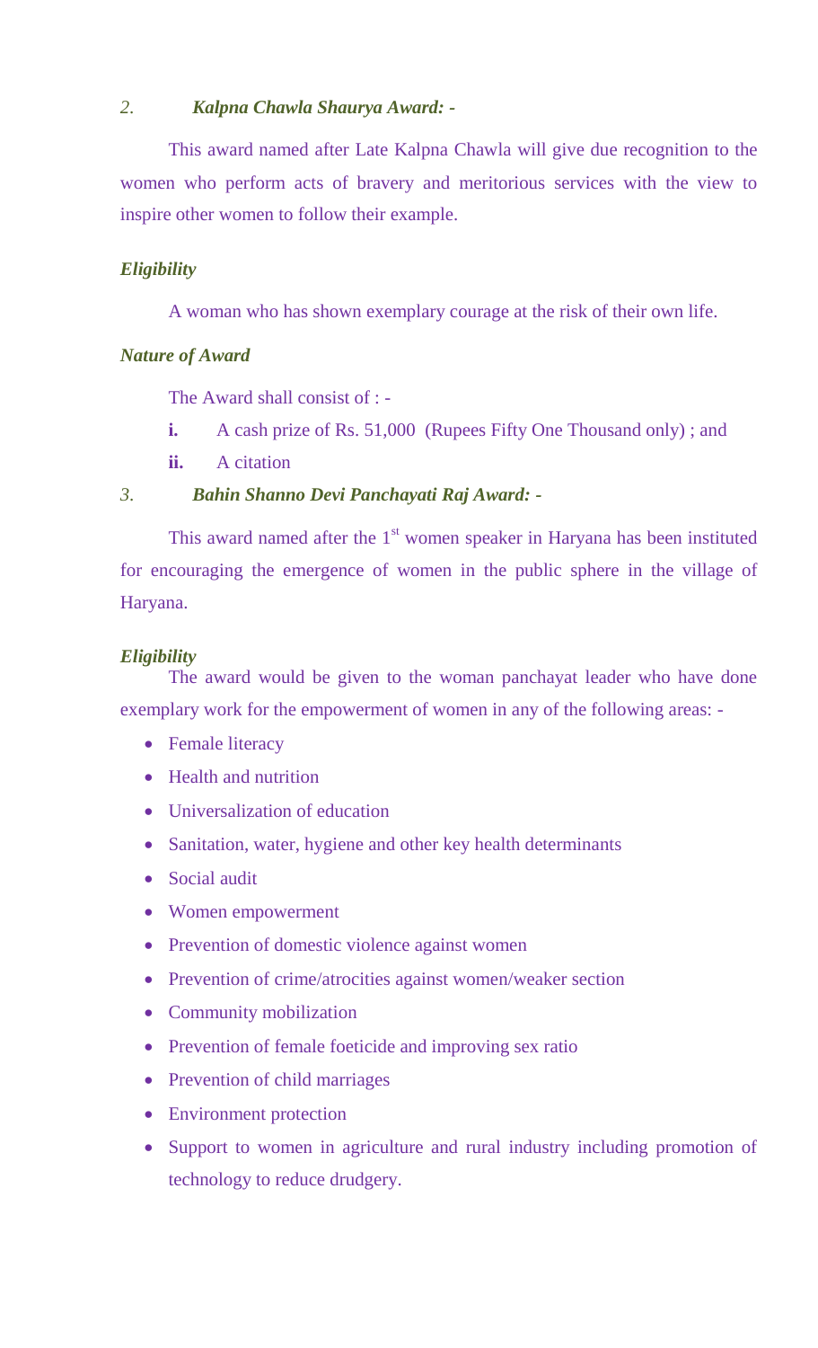2. ***Kalpna Chawla Shaurya Award: -***

This award named after Late Kalpna Chawla will give due recognition to the women who perform acts of bravery and meritorious services with the view to inspire other women to follow their example.

***Eligibility***

A woman who has shown exemplary courage at the risk of their own life.

***Nature of Award***

The Award shall consist of : -

**i.** A cash prize of Rs. 51,000 (Rupees Fifty One Thousand only) ; and

**ii.** A citation

3. ***Bahin Shanno Devi Panchayati Raj Award: -***

This award named after the 1st women speaker in Haryana has been instituted for encouraging the emergence of women in the public sphere in the village of Haryana.

***Eligibility***

The award would be given to the woman panchayat leader who have done exemplary work for the empowerment of women in any of the following areas: -

- Female literacy
- Health and nutrition
- Universalization of education
- Sanitation, water, hygiene and other key health determinants
- Social audit
- Women empowerment
- Prevention of domestic violence against women
- Prevention of crime/atrocities against women/weaker section
- Community mobilization
- Prevention of female foeticide and improving sex ratio
- Prevention of child marriages
- Environment protection
- Support to women in agriculture and rural industry including promotion of technology to reduce drudgery.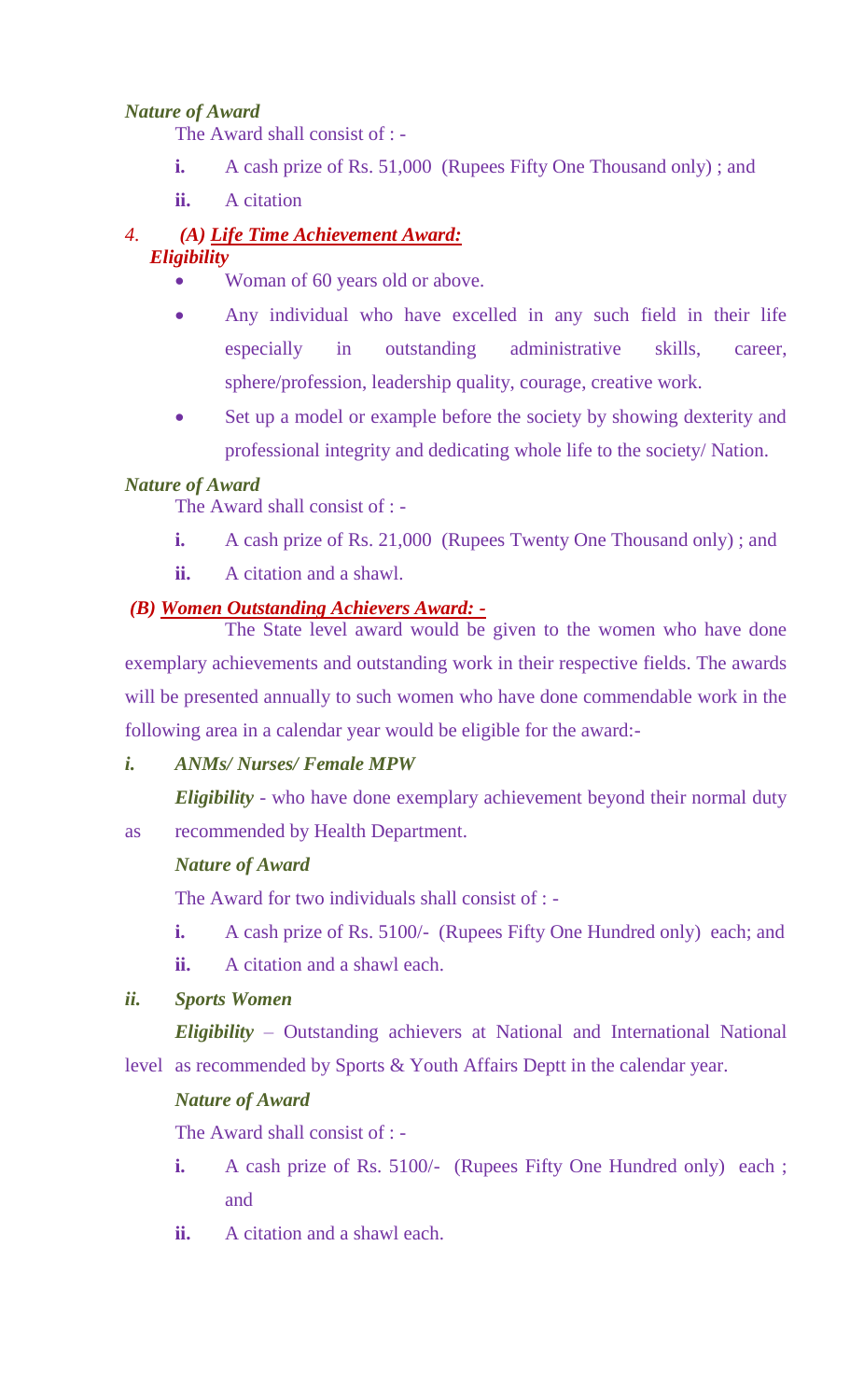***Nature of Award***

The Award shall consist of : -

**i.** A cash prize of Rs. 51,000 (Rupees Fifty One Thousand only) ; and

**ii.** A citation

*4.* ***(A) Life Time Achievement Award:***

***Eligibility***

- Woman of 60 years old or above.
- Any individual who have excelled in any such field in their life especially in outstanding administrative skills, career, sphere/profession, leadership quality, courage, creative work.
- Set up a model or example before the society by showing dexterity and professional integrity and dedicating whole life to the society/ Nation.

***Nature of Award***

The Award shall consist of : -

**i.** A cash prize of Rs. 21,000 (Rupees Twenty One Thousand only) ; and

**ii.** A citation and a shawl.

***(B) Women Outstanding Achievers Award: -***

The State level award would be given to the women who have done exemplary achievements and outstanding work in their respective fields. The awards will be presented annually to such women who have done commendable work in the following area in a calendar year would be eligible for the award:-

***i. ANMs/ Nurses/ Female MPW***

***Eligibility*** - who have done exemplary achievement beyond their normal duty as recommended by Health Department.

***Nature of Award***

The Award for two individuals shall consist of : -

**i.** A cash prize of Rs. 5100/- (Rupees Fifty One Hundred only) each; and

**ii.** A citation and a shawl each.

***ii. Sports Women***

***Eligibility*** – Outstanding achievers at National and International National level as recommended by Sports & Youth Affairs Deptt in the calendar year.

***Nature of Award***

The Award shall consist of : -

**i.** A cash prize of Rs. 5100/- (Rupees Fifty One Hundred only) each ; and

**ii.** A citation and a shawl each.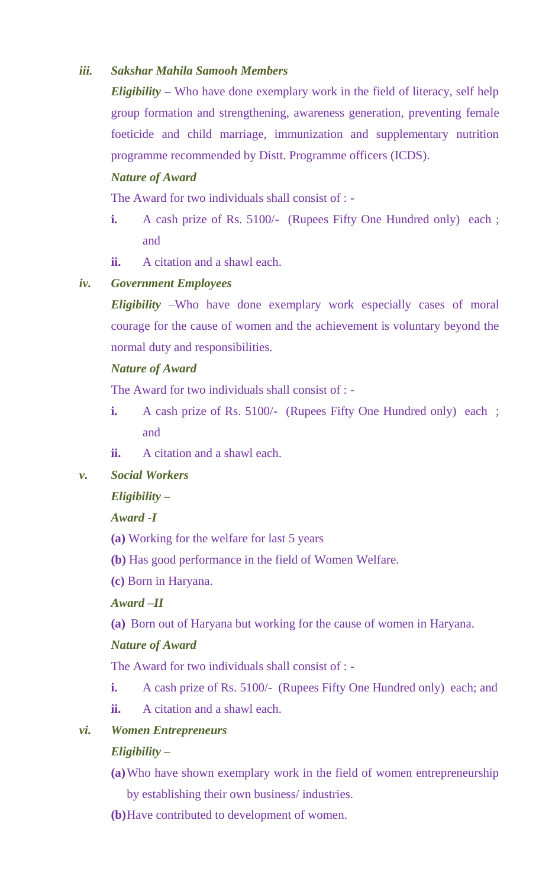*iii.* ***Sakshar Mahila Samooh Members***

***Eligibility*** – Who have done exemplary work in the field of literacy, self help group formation and strengthening, awareness generation, preventing female foeticide and child marriage, immunization and supplementary nutrition programme recommended by Distt. Programme officers (ICDS).

***Nature of Award***

The Award for two individuals shall consist of : -

- **i.** A cash prize of Rs. 5100/- (Rupees Fifty One Hundred only) each ; and
- **ii.** A citation and a shawl each.

*iv.* ***Government Employees***

***Eligibility*** –Who have done exemplary work especially cases of moral courage for the cause of women and the achievement is voluntary beyond the normal duty and responsibilities.

***Nature of Award***

The Award for two individuals shall consist of : -

- **i.** A cash prize of Rs. 5100/- (Rupees Fifty One Hundred only) each ; and
- **ii.** A citation and a shawl each.

*v.* ***Social Workers***

***Eligibility –***

***Award -I***

**(a)** Working for the welfare for last 5 years

**(b)** Has good performance in the field of Women Welfare.

**(c)** Born in Haryana.

***Award –II***

**(a)** Born out of Haryana but working for the cause of women in Haryana.

***Nature of Award***

The Award for two individuals shall consist of : -

- **i.** A cash prize of Rs. 5100/- (Rupees Fifty One Hundred only) each; and
- **ii.** A citation and a shawl each.

*vi.* ***Women Entrepreneurs***

***Eligibility –***

**(a)** Who have shown exemplary work in the field of women entrepreneurship by establishing their own business/ industries.

**(b)** Have contributed to development of women.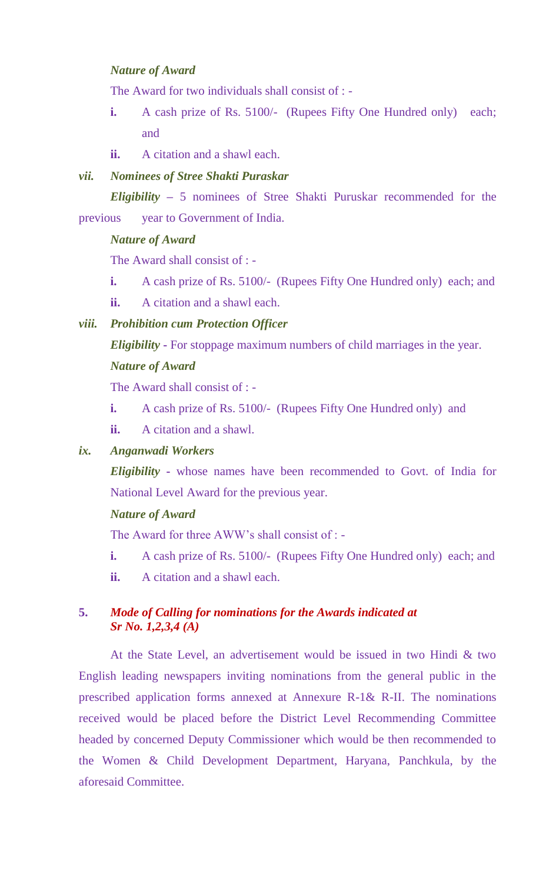***Nature of Award***

The Award for two individuals shall consist of : -

**i.** A cash prize of Rs. 5100/- (Rupees Fifty One Hundred only) each; and

**ii.** A citation and a shawl each.

***vii. Nominees of Stree Shakti Puraskar***

***Eligibility*** – 5 nominees of Stree Shakti Puruskar recommended for the previous year to Government of India.

***Nature of Award***

The Award shall consist of : -

**i.** A cash prize of Rs. 5100/- (Rupees Fifty One Hundred only) each; and

**ii.** A citation and a shawl each.

***viii. Prohibition cum Protection Officer***

***Eligibility*** - For stoppage maximum numbers of child marriages in the year.

***Nature of Award***

The Award shall consist of : -

**i.** A cash prize of Rs. 5100/- (Rupees Fifty One Hundred only) and

**ii.** A citation and a shawl.

***ix. Anganwadi Workers***

***Eligibility*** - whose names have been recommended to Govt. of India for National Level Award for the previous year.

***Nature of Award***

The Award for three AWW's shall consist of : -

**i.** A cash prize of Rs. 5100/- (Rupees Fifty One Hundred only) each; and

**ii.** A citation and a shawl each.

**5. *Mode of Calling for nominations for the Awards indicated at Sr No. 1,2,3,4 (A)***

At the State Level, an advertisement would be issued in two Hindi & two English leading newspapers inviting nominations from the general public in the prescribed application forms annexed at Annexure R-1& R-II. The nominations received would be placed before the District Level Recommending Committee headed by concerned Deputy Commissioner which would be then recommended to the Women & Child Development Department, Haryana, Panchkula, by the aforesaid Committee.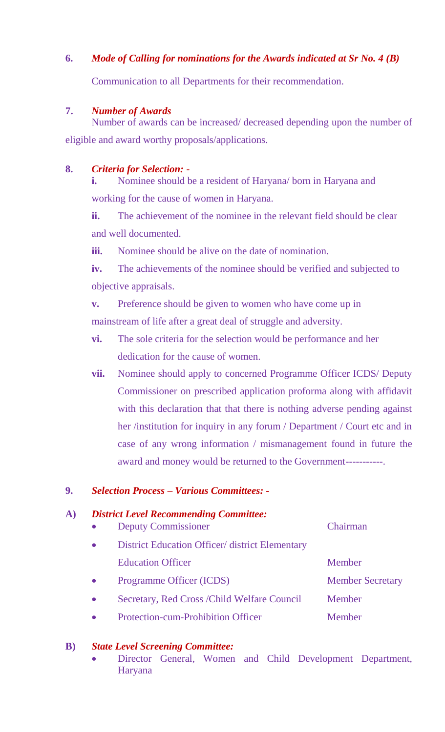**6.** ***Mode of Calling for nominations for the Awards indicated at Sr No. 4 (B)***

Communication to all Departments for their recommendation.

**7.** ***Number of Awards***

Number of awards can be increased/ decreased depending upon the number of eligible and award worthy proposals/applications.

**8.** ***Criteria for Selection: -***

**i.** Nominee should be a resident of Haryana/ born in Haryana and working for the cause of women in Haryana.

**ii.** The achievement of the nominee in the relevant field should be clear and well documented.

**iii.** Nominee should be alive on the date of nomination.

**iv.** The achievements of the nominee should be verified and subjected to objective appraisals.

**v.** Preference should be given to women who have come up in mainstream of life after a great deal of struggle and adversity.

**vi.** The sole criteria for the selection would be performance and her dedication for the cause of women.

**vii.** Nominee should apply to concerned Programme Officer ICDS/ Deputy Commissioner on prescribed application proforma along with affidavit with this declaration that that there is nothing adverse pending against her /institution for inquiry in any forum / Department / Court etc and in case of any wrong information / mismanagement found in future the award and money would be returned to the Government-----------.

**9.** ***Selection Process – Various Committees: -***

**A)** ***District Level Recommending Committee:***

| | |
|---|---|
| • Deputy Commissioner | Chairman |
| • District Education Officer/ district Elementary Education Officer | Member |
| • Programme Officer (ICDS) | Member Secretary |
| • Secretary, Red Cross /Child Welfare Council | Member |
| • Protection-cum-Prohibition Officer | Member |

**B)** ***State Level Screening Committee:***

- Director General, Women and Child Development Department, Haryana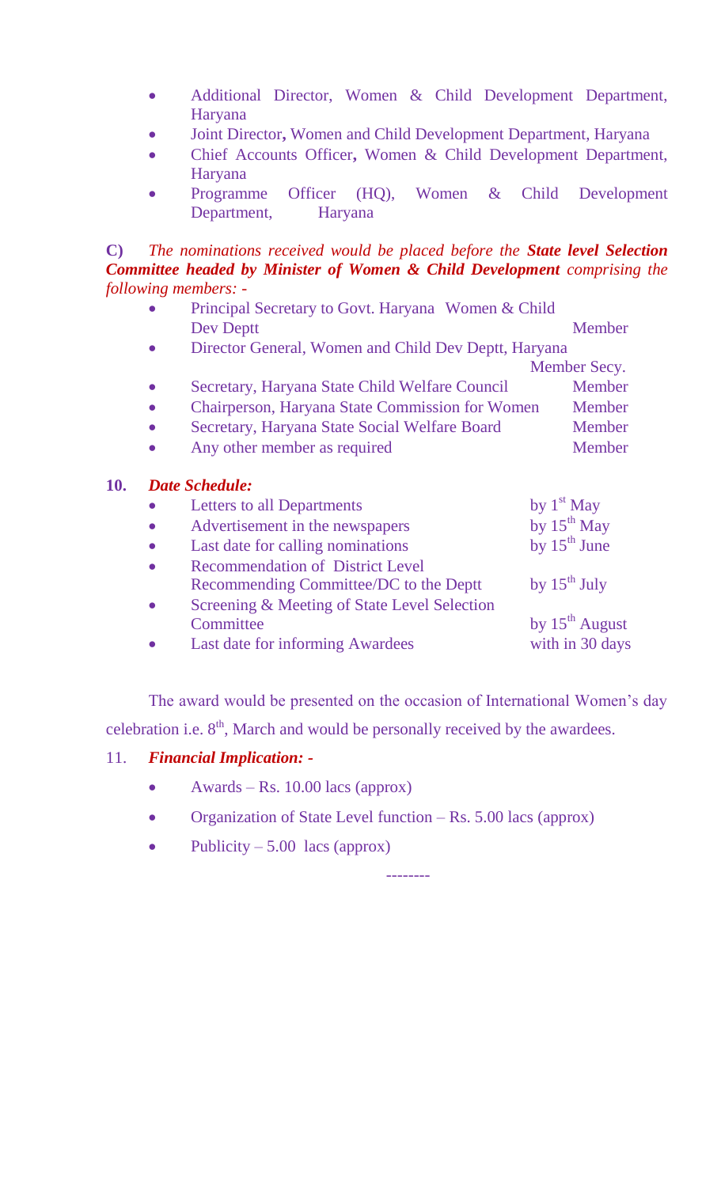- Additional Director, Women & Child Development Department, Haryana
- Joint Director**,** Women and Child Development Department, Haryana
- Chief Accounts Officer**,** Women & Child Development Department, Haryana
- Programme Officer (HQ), Women & Child Development Department, Haryana

**C)** *The nominations received would be placed before the* ***State level Selection Committee headed by Minister of Women & Child Development*** *comprising the following members: -*

- Principal Secretary to Govt. Haryana Women & Child Dev Deptt — Member
- Director General, Women and Child Dev Deptt, Haryana — Member Secy.
- Secretary, Haryana State Child Welfare Council — Member
- Chairperson, Haryana State Commission for Women — Member
- Secretary, Haryana State Social Welfare Board — Member
- Any other member as required — Member

**10.** ***Date Schedule:***

- Letters to all Departments — by 1st May
- Advertisement in the newspapers — by 15th May
- Last date for calling nominations — by 15th June
- Recommendation of District Level Recommending Committee/DC to the Deptt — by 15th July
- Screening & Meeting of State Level Selection Committee — by 15th August
- Last date for informing Awardees — with in 30 days

The award would be presented on the occasion of International Women's day celebration i.e. 8th, March and would be personally received by the awardees.

11. ***Financial Implication: -***

- Awards – Rs. 10.00 lacs (approx)
- Organization of State Level function – Rs. 5.00 lacs (approx)
- Publicity – 5.00 lacs (approx)

--------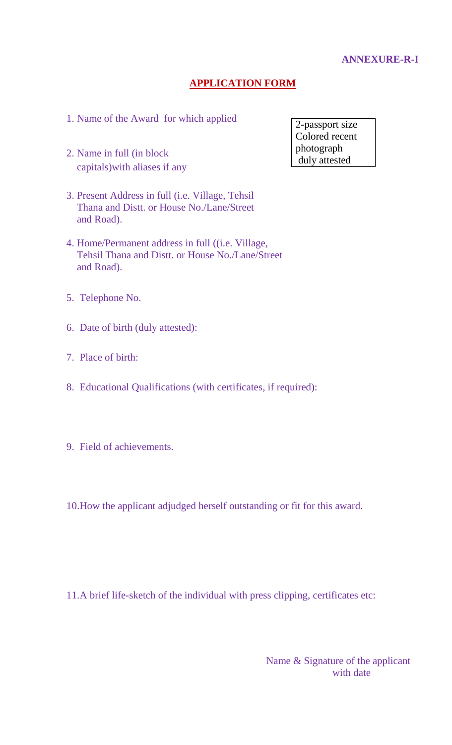**ANNEXURE-R-I**

## APPLICATION FORM

| 2-passport size Colored recent photograph duly attested |
|---|

1. Name of the Award for which applied

2. Name in full (in block capitals)with aliases if any

3. Present Address in full (i.e. Village, Tehsil Thana and Distt. or House No./Lane/Street and Road).

4. Home/Permanent address in full ((i.e. Village, Tehsil Thana and Distt. or House No./Lane/Street and Road).

5. Telephone No.

6. Date of birth (duly attested):

7. Place of birth:

8. Educational Qualifications (with certificates, if required):

9. Field of achievements.

10. How the applicant adjudged herself outstanding or fit for this award.

11. A brief life-sketch of the individual with press clipping, certificates etc:

Name & Signature of the applicant
with date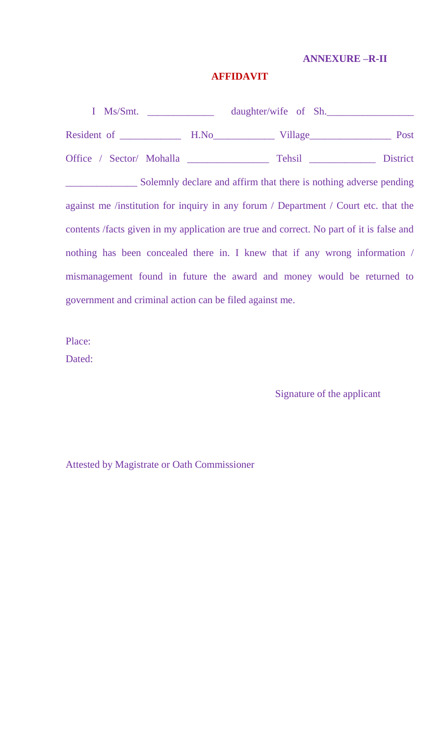**ANNEXURE –R-II**

# AFFIDAVIT

I Ms/Smt. _____________ daughter/wife of Sh._________________ Resident of ____________ H.No____________ Village________________ Post Office / Sector/ Mohalla ________________ Tehsil _____________ District ______________ Solemnly declare and affirm that there is nothing adverse pending against me /institution for inquiry in any forum / Department / Court etc. that the contents /facts given in my application are true and correct. No part of it is false and nothing has been concealed there in. I knew that if any wrong information / mismanagement found in future the award and money would be returned to government and criminal action can be filed against me.

Place:

Dated:

Signature of the applicant

Attested by Magistrate or Oath Commissioner